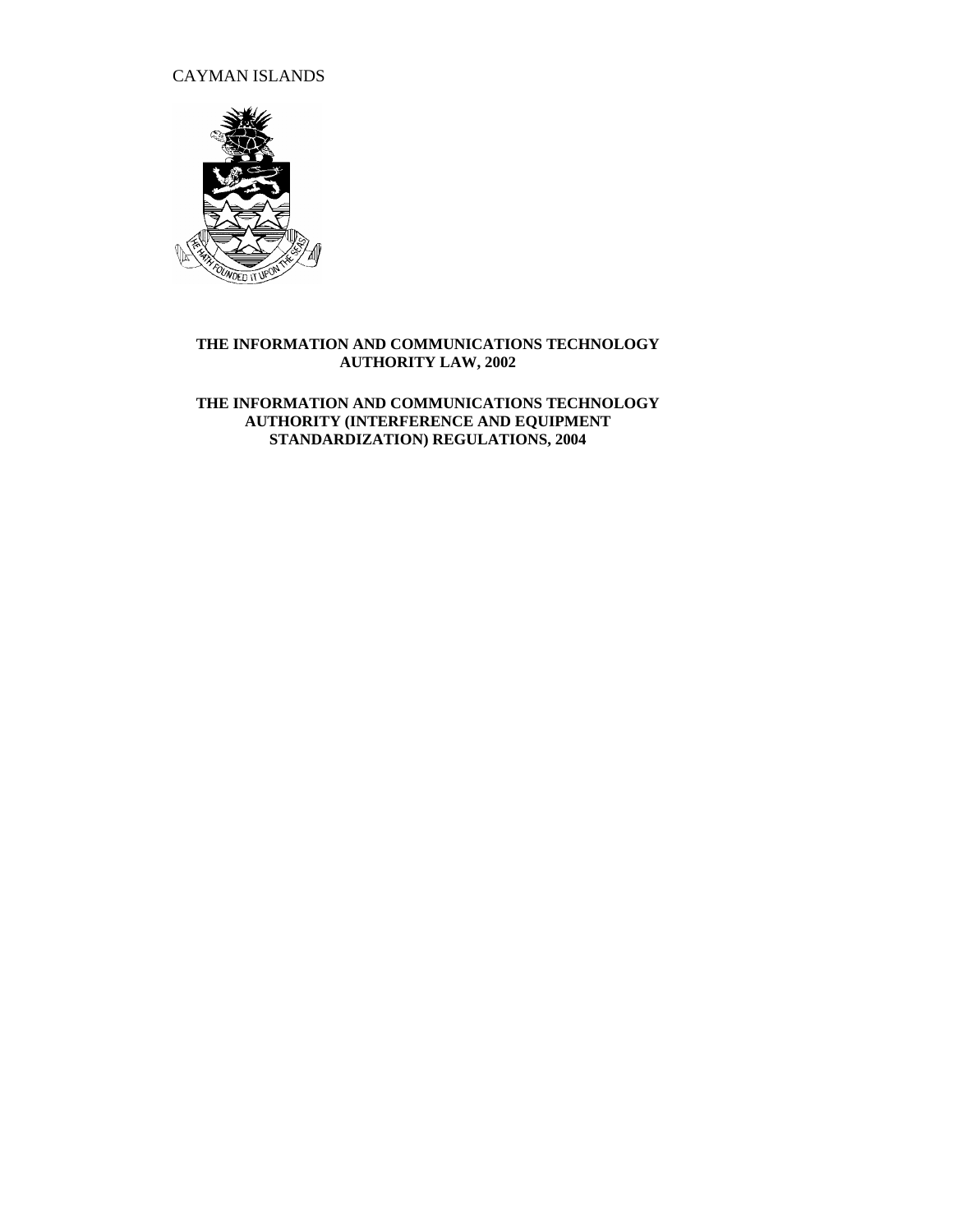CAYMAN ISLANDS

**THE INFORMATION AND COMMUNICATIONS TECHNOLOGY AUTHORITY LAW, 2002**

**THE INFORMATION AND COMMUNICATIONS TECHNOLOGY AUTHORITY (INTERFERENCE AND EQUIPMENT STANDARDIZATION) REGULATIONS, 2004**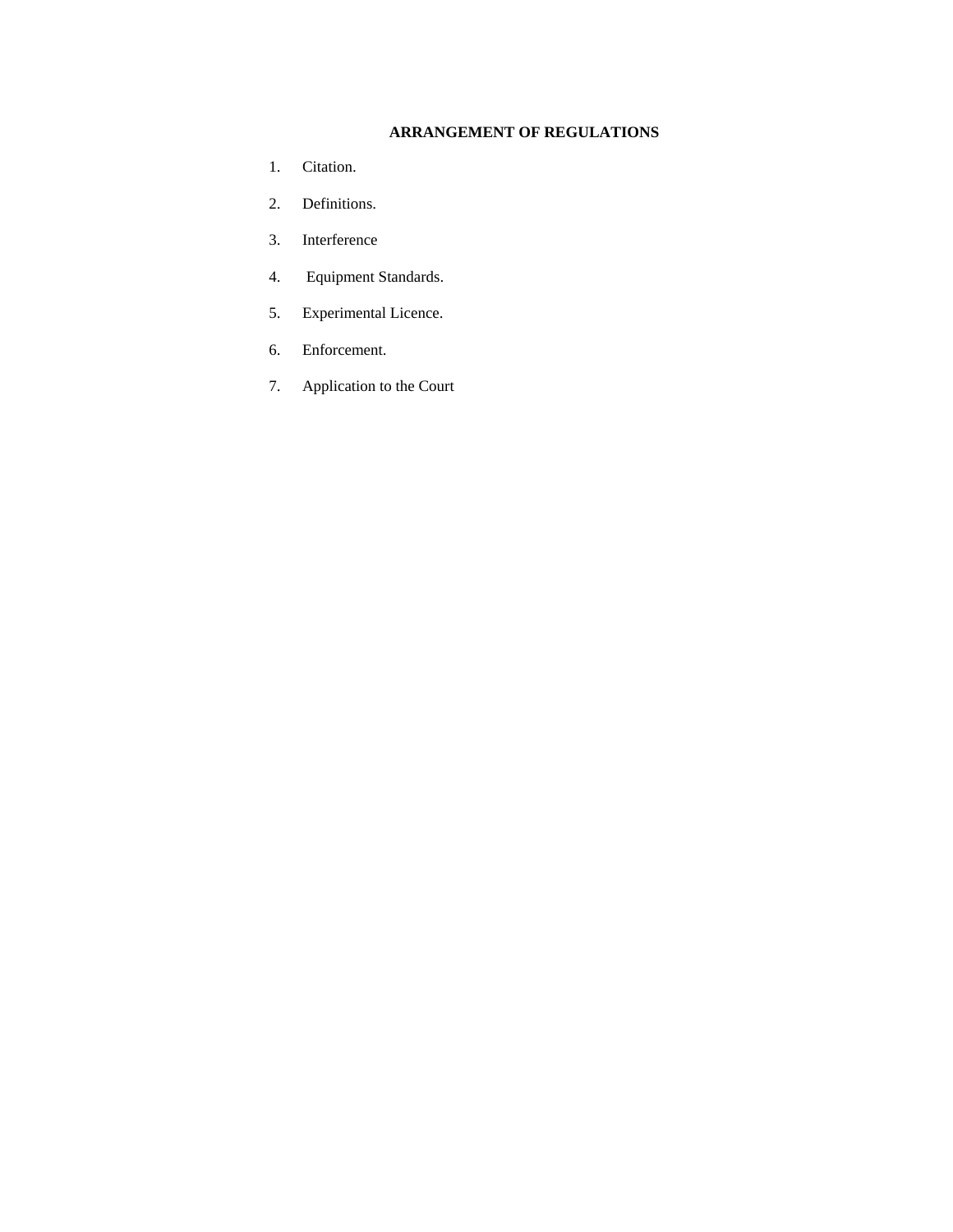**ARRANGEMENT OF REGULATIONS**

1. Citation.
2. Definitions.
3. Interference
4. Equipment Standards.
5. Experimental Licence.
6. Enforcement.
7. Application to the Court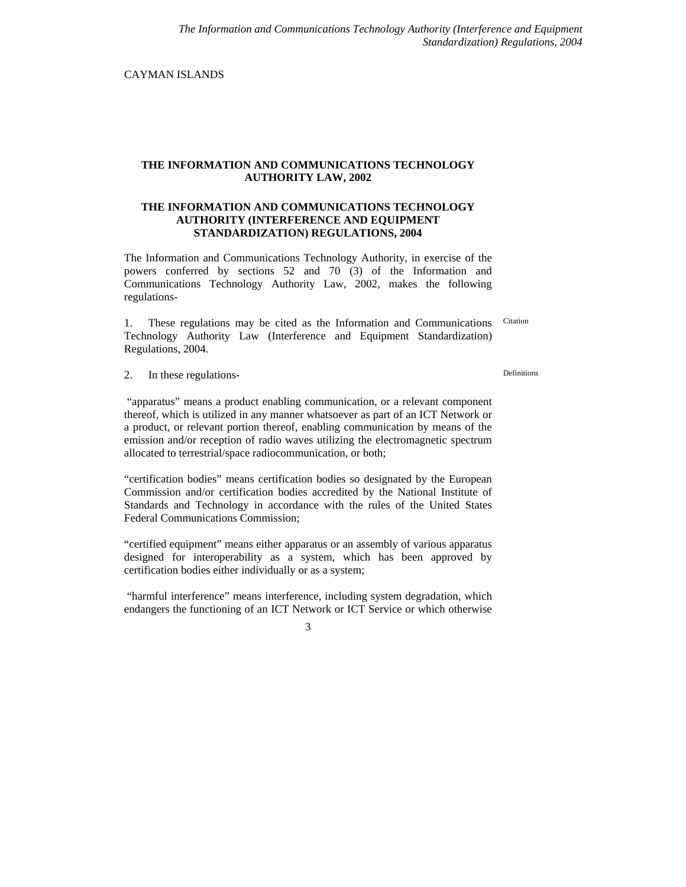CAYMAN ISLANDS

## THE INFORMATION AND COMMUNICATIONS TECHNOLOGY AUTHORITY LAW, 2002

## THE INFORMATION AND COMMUNICATIONS TECHNOLOGY AUTHORITY (INTERFERENCE AND EQUIPMENT STANDARDIZATION) REGULATIONS, 2004

The Information and Communications Technology Authority, in exercise of the powers conferred by sections 52 and 70 (3) of the Information and Communications Technology Authority Law, 2002, makes the following regulations-

Citation

1. These regulations may be cited as the Information and Communications Technology Authority Law (Interference and Equipment Standardization) Regulations, 2004.

Definitions

2. In these regulations-

"apparatus" means a product enabling communication, or a relevant component thereof, which is utilized in any manner whatsoever as part of an ICT Network or a product, or relevant portion thereof, enabling communication by means of the emission and/or reception of radio waves utilizing the electromagnetic spectrum allocated to terrestrial/space radiocommunication, or both;

"certification bodies" means certification bodies so designated by the European Commission and/or certification bodies accredited by the National Institute of Standards and Technology in accordance with the rules of the United States Federal Communications Commission;

"certified equipment" means either apparatus or an assembly of various apparatus designed for interoperability as a system, which has been approved by certification bodies either individually or as a system;

"harmful interference" means interference, including system degradation, which endangers the functioning of an ICT Network or ICT Service or which otherwise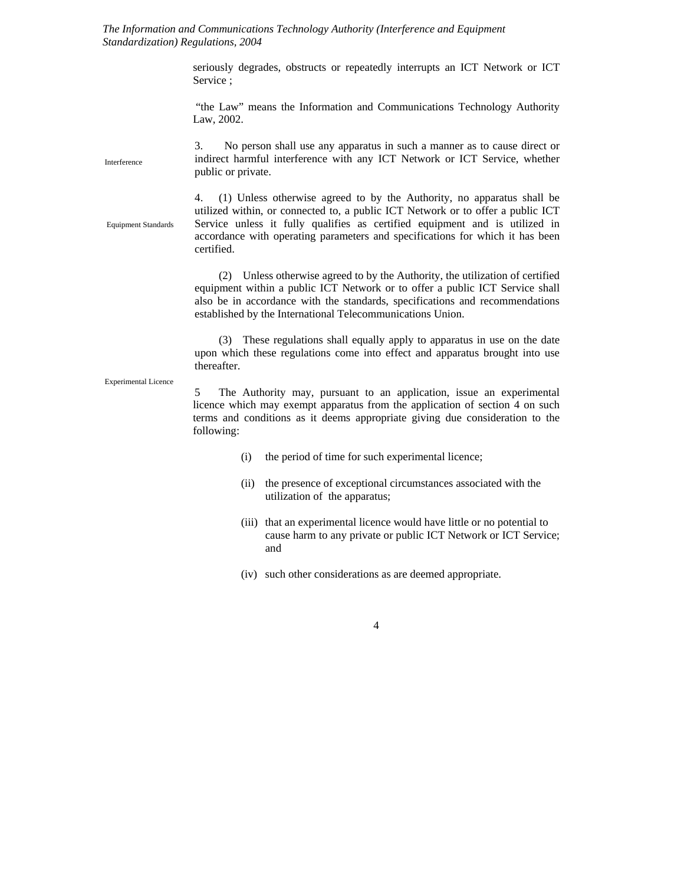seriously degrades, obstructs or repeatedly interrupts an ICT Network or ICT Service ;

"the Law" means the Information and Communications Technology Authority Law, 2002.

Interference

3. No person shall use any apparatus in such a manner as to cause direct or indirect harmful interference with any ICT Network or ICT Service, whether public or private.

Equipment Standards

4. (1) Unless otherwise agreed to by the Authority, no apparatus shall be utilized within, or connected to, a public ICT Network or to offer a public ICT Service unless it fully qualifies as certified equipment and is utilized in accordance with operating parameters and specifications for which it has been certified.

(2) Unless otherwise agreed to by the Authority, the utilization of certified equipment within a public ICT Network or to offer a public ICT Service shall also be in accordance with the standards, specifications and recommendations established by the International Telecommunications Union.

(3) These regulations shall equally apply to apparatus in use on the date upon which these regulations come into effect and apparatus brought into use thereafter.

Experimental Licence

5 The Authority may, pursuant to an application, issue an experimental licence which may exempt apparatus from the application of section 4 on such terms and conditions as it deems appropriate giving due consideration to the following:

(i) the period of time for such experimental licence;

(ii) the presence of exceptional circumstances associated with the utilization of the apparatus;

(iii) that an experimental licence would have little or no potential to cause harm to any private or public ICT Network or ICT Service; and

(iv) such other considerations as are deemed appropriate.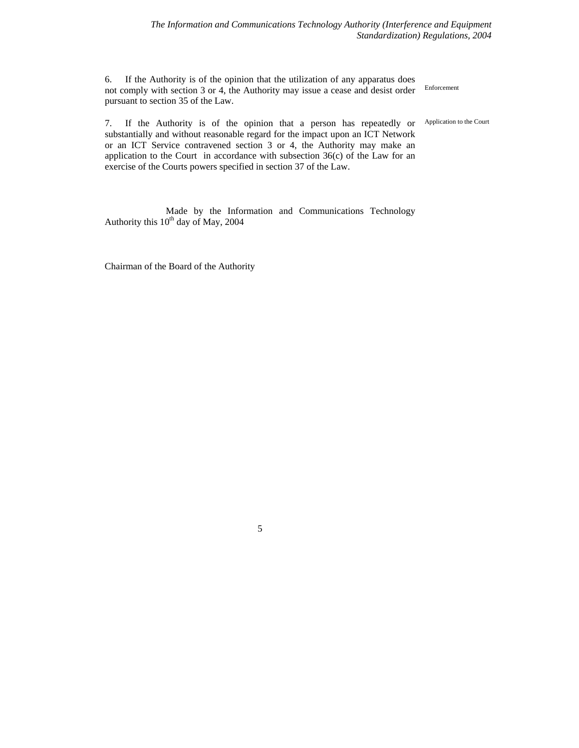6. If the Authority is of the opinion that the utilization of any apparatus does not comply with section 3 or 4, the Authority may issue a cease and desist order pursuant to section 35 of the Law.

Enforcement

7. If the Authority is of the opinion that a person has repeatedly or substantially and without reasonable regard for the impact upon an ICT Network or an ICT Service contravened section 3 or 4, the Authority may make an application to the Court in accordance with subsection 36(c) of the Law for an exercise of the Courts powers specified in section 37 of the Law.

Application to the Court

Made by the Information and Communications Technology Authority this 10th day of May, 2004

Chairman of the Board of the Authority